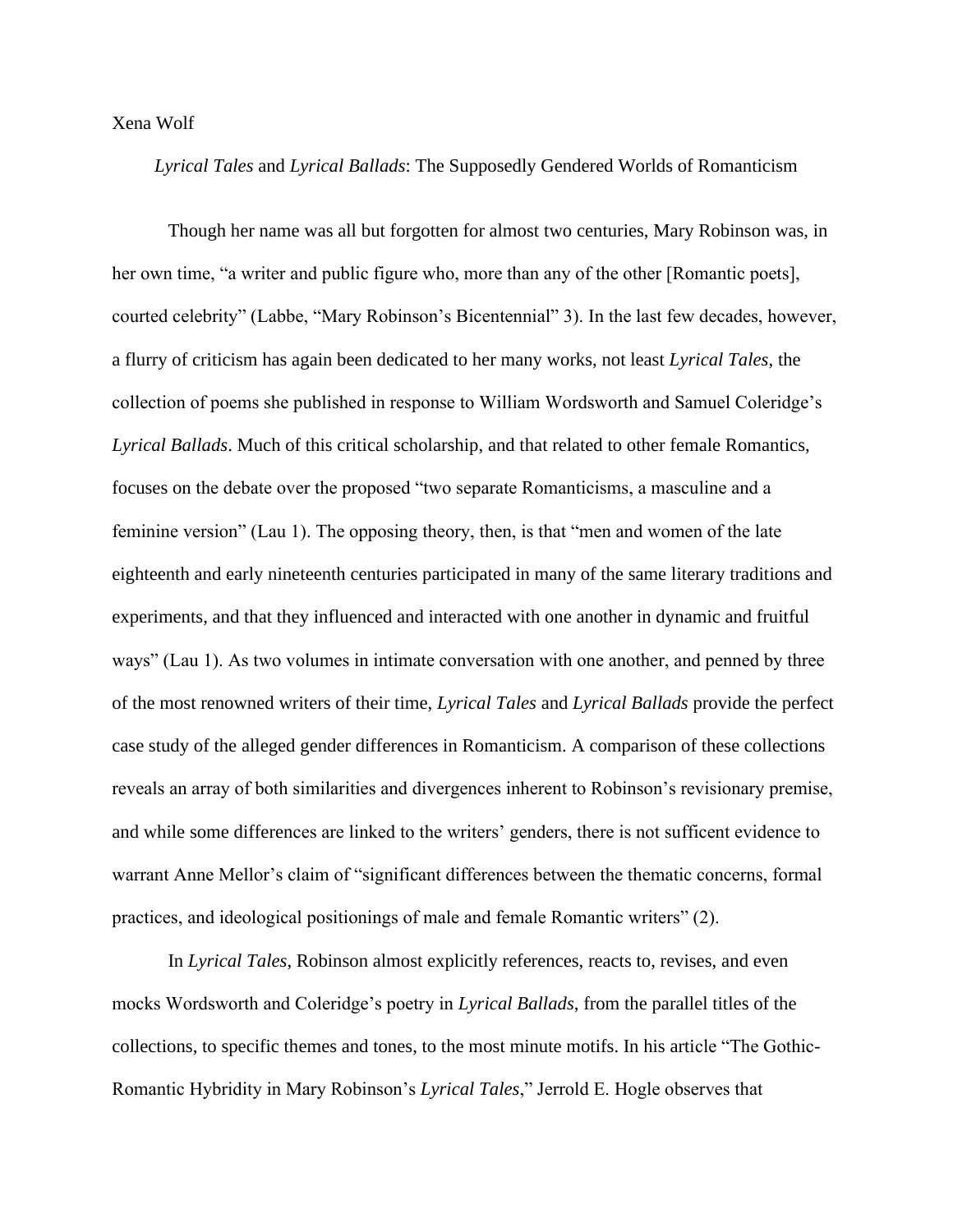Xena Wolf

*Lyrical Tales* and *Lyrical Ballads*: The Supposedly Gendered Worlds of Romanticism

Though her name was all but forgotten for almost two centuries, Mary Robinson was, in her own time, "a writer and public figure who, more than any of the other [Romantic poets], courted celebrity" (Labbe, "Mary Robinson's Bicentennial" 3). In the last few decades, however, a flurry of criticism has again been dedicated to her many works, not least *Lyrical Tales*, the collection of poems she published in response to William Wordsworth and Samuel Coleridge's *Lyrical Ballads*. Much of this critical scholarship, and that related to other female Romantics, focuses on the debate over the proposed "two separate Romanticisms, a masculine and a feminine version" (Lau 1). The opposing theory, then, is that "men and women of the late eighteenth and early nineteenth centuries participated in many of the same literary traditions and experiments, and that they influenced and interacted with one another in dynamic and fruitful ways" (Lau 1). As two volumes in intimate conversation with one another, and penned by three of the most renowned writers of their time, *Lyrical Tales* and *Lyrical Ballads* provide the perfect case study of the alleged gender differences in Romanticism. A comparison of these collections reveals an array of both similarities and divergences inherent to Robinson's revisionary premise, and while some differences are linked to the writers' genders, there is not sufficent evidence to warrant Anne Mellor's claim of "significant differences between the thematic concerns, formal practices, and ideological positionings of male and female Romantic writers" (2).

In *Lyrical Tales*, Robinson almost explicitly references, reacts to, revises, and even mocks Wordsworth and Coleridge's poetry in *Lyrical Ballads*, from the parallel titles of the collections, to specific themes and tones, to the most minute motifs. In his article "The Gothic-Romantic Hybridity in Mary Robinson's *Lyrical Tales*," Jerrold E. Hogle observes that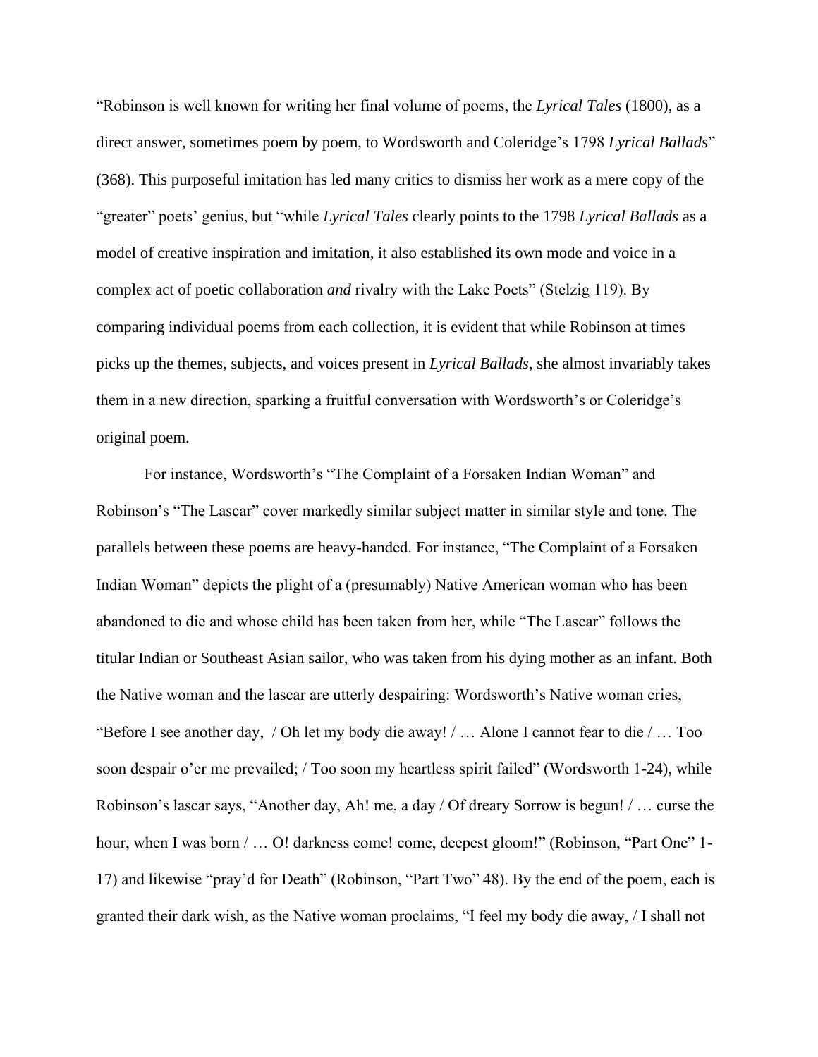"Robinson is well known for writing her final volume of poems, the *Lyrical Tales* (1800), as a direct answer, sometimes poem by poem, to Wordsworth and Coleridge's 1798 *Lyrical Ballads*" (368). This purposeful imitation has led many critics to dismiss her work as a mere copy of the "greater" poets' genius, but "while *Lyrical Tales* clearly points to the 1798 *Lyrical Ballads* as a model of creative inspiration and imitation, it also established its own mode and voice in a complex act of poetic collaboration *and* rivalry with the Lake Poets" (Stelzig 119). By comparing individual poems from each collection, it is evident that while Robinson at times picks up the themes, subjects, and voices present in *Lyrical Ballads*, she almost invariably takes them in a new direction, sparking a fruitful conversation with Wordsworth's or Coleridge's original poem.

For instance, Wordsworth's "The Complaint of a Forsaken Indian Woman" and Robinson's "The Lascar" cover markedly similar subject matter in similar style and tone. The parallels between these poems are heavy-handed. For instance, "The Complaint of a Forsaken Indian Woman" depicts the plight of a (presumably) Native American woman who has been abandoned to die and whose child has been taken from her, while "The Lascar" follows the titular Indian or Southeast Asian sailor, who was taken from his dying mother as an infant. Both the Native woman and the lascar are utterly despairing: Wordsworth's Native woman cries, "Before I see another day, / Oh let my body die away! / … Alone I cannot fear to die / … Too soon despair o'er me prevailed; / Too soon my heartless spirit failed" (Wordsworth 1-24), while Robinson's lascar says, "Another day, Ah! me, a day / Of dreary Sorrow is begun! / … curse the hour, when I was born / … O! darkness come! come, deepest gloom!" (Robinson, "Part One" 1-17) and likewise "pray'd for Death" (Robinson, "Part Two" 48). By the end of the poem, each is granted their dark wish, as the Native woman proclaims, "I feel my body die away, / I shall not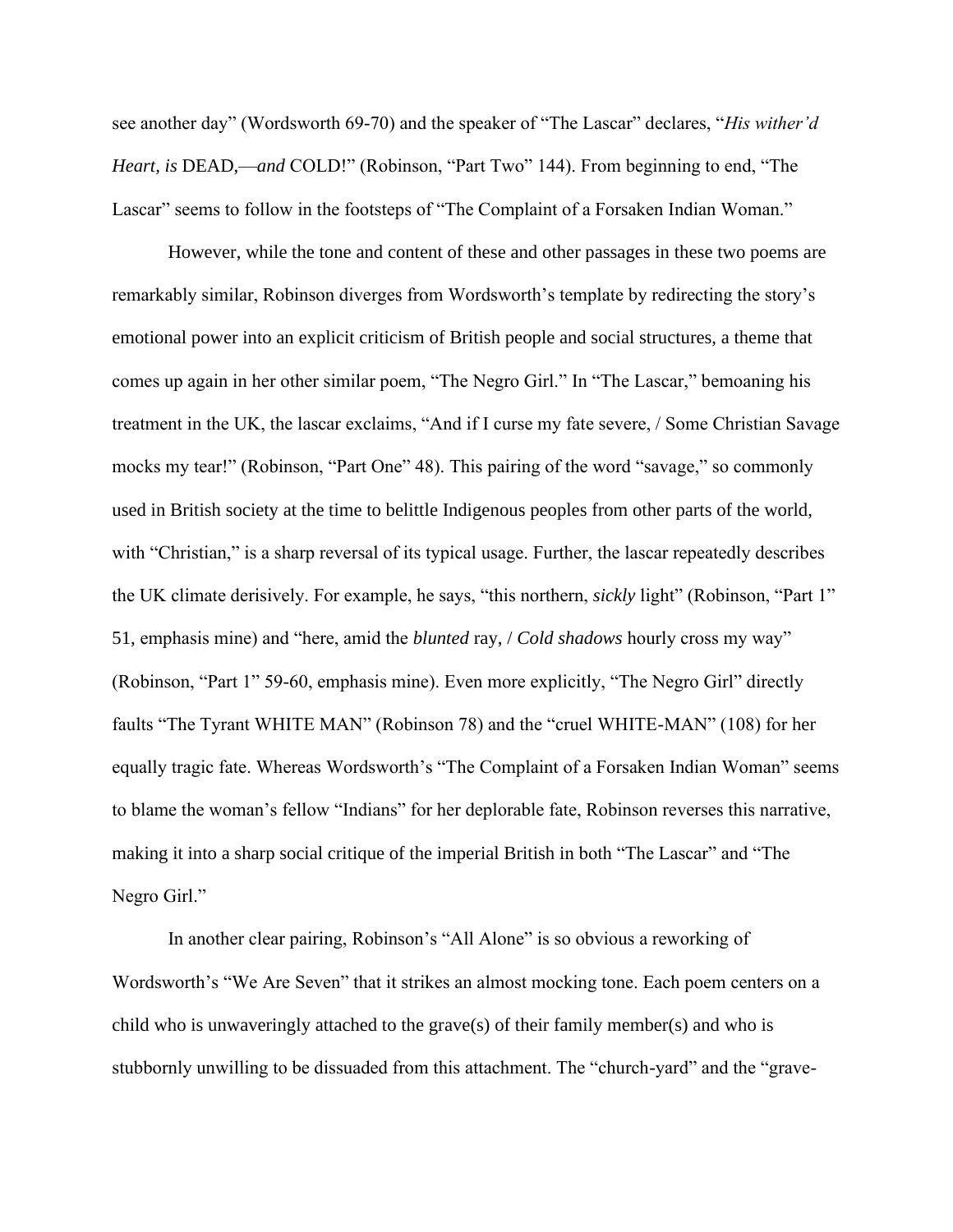see another day" (Wordsworth 69-70) and the speaker of "The Lascar" declares, "*His wither'd Heart, is* DEAD,—*and* COLD!" (Robinson, "Part Two" 144). From beginning to end, "The Lascar" seems to follow in the footsteps of "The Complaint of a Forsaken Indian Woman."

However, while the tone and content of these and other passages in these two poems are remarkably similar, Robinson diverges from Wordsworth's template by redirecting the story's emotional power into an explicit criticism of British people and social structures, a theme that comes up again in her other similar poem, "The Negro Girl." In "The Lascar," bemoaning his treatment in the UK, the lascar exclaims, "And if I curse my fate severe, / Some Christian Savage mocks my tear!" (Robinson, "Part One" 48). This pairing of the word "savage," so commonly used in British society at the time to belittle Indigenous peoples from other parts of the world, with "Christian," is a sharp reversal of its typical usage. Further, the lascar repeatedly describes the UK climate derisively. For example, he says, "this northern, *sickly* light" (Robinson, "Part 1" 51, emphasis mine) and "here, amid the *blunted* ray, / *Cold shadows* hourly cross my way" (Robinson, "Part 1" 59-60, emphasis mine). Even more explicitly, "The Negro Girl" directly faults "The Tyrant WHITE MAN" (Robinson 78) and the "cruel WHITE-MAN" (108) for her equally tragic fate. Whereas Wordsworth's "The Complaint of a Forsaken Indian Woman" seems to blame the woman's fellow "Indians" for her deplorable fate, Robinson reverses this narrative, making it into a sharp social critique of the imperial British in both "The Lascar" and "The Negro Girl."

In another clear pairing, Robinson's "All Alone" is so obvious a reworking of Wordsworth's "We Are Seven" that it strikes an almost mocking tone. Each poem centers on a child who is unwaveringly attached to the grave(s) of their family member(s) and who is stubbornly unwilling to be dissuaded from this attachment. The "church-yard" and the "grave-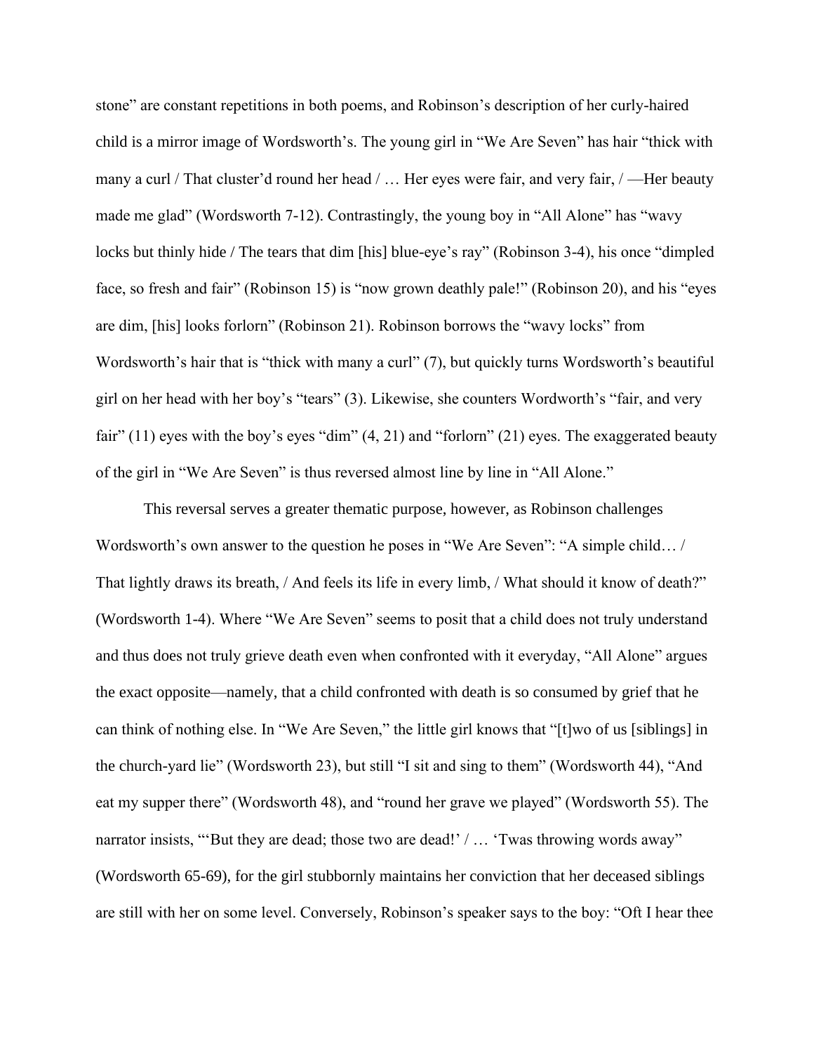stone" are constant repetitions in both poems, and Robinson's description of her curly-haired child is a mirror image of Wordsworth's. The young girl in "We Are Seven" has hair "thick with many a curl / That cluster'd round her head / … Her eyes were fair, and very fair, / —Her beauty made me glad" (Wordsworth 7-12). Contrastingly, the young boy in "All Alone" has "wavy locks but thinly hide / The tears that dim [his] blue-eye's ray" (Robinson 3-4), his once "dimpled face, so fresh and fair" (Robinson 15) is "now grown deathly pale!" (Robinson 20), and his "eyes are dim, [his] looks forlorn" (Robinson 21). Robinson borrows the "wavy locks" from Wordsworth's hair that is "thick with many a curl" (7), but quickly turns Wordsworth's beautiful girl on her head with her boy's "tears" (3). Likewise, she counters Wordworth's "fair, and very fair" (11) eyes with the boy's eyes "dim" (4, 21) and "forlorn" (21) eyes. The exaggerated beauty of the girl in "We Are Seven" is thus reversed almost line by line in "All Alone."

This reversal serves a greater thematic purpose, however, as Robinson challenges Wordsworth's own answer to the question he poses in "We Are Seven": "A simple child… / That lightly draws its breath, / And feels its life in every limb, / What should it know of death?" (Wordsworth 1-4). Where "We Are Seven" seems to posit that a child does not truly understand and thus does not truly grieve death even when confronted with it everyday, "All Alone" argues the exact opposite—namely, that a child confronted with death is so consumed by grief that he can think of nothing else. In "We Are Seven," the little girl knows that "[t]wo of us [siblings] in the church-yard lie" (Wordsworth 23), but still "I sit and sing to them" (Wordsworth 44), "And eat my supper there" (Wordsworth 48), and "round her grave we played" (Wordsworth 55). The narrator insists, "'But they are dead; those two are dead!' / … 'Twas throwing words away" (Wordsworth 65-69), for the girl stubbornly maintains her conviction that her deceased siblings are still with her on some level. Conversely, Robinson's speaker says to the boy: "Oft I hear thee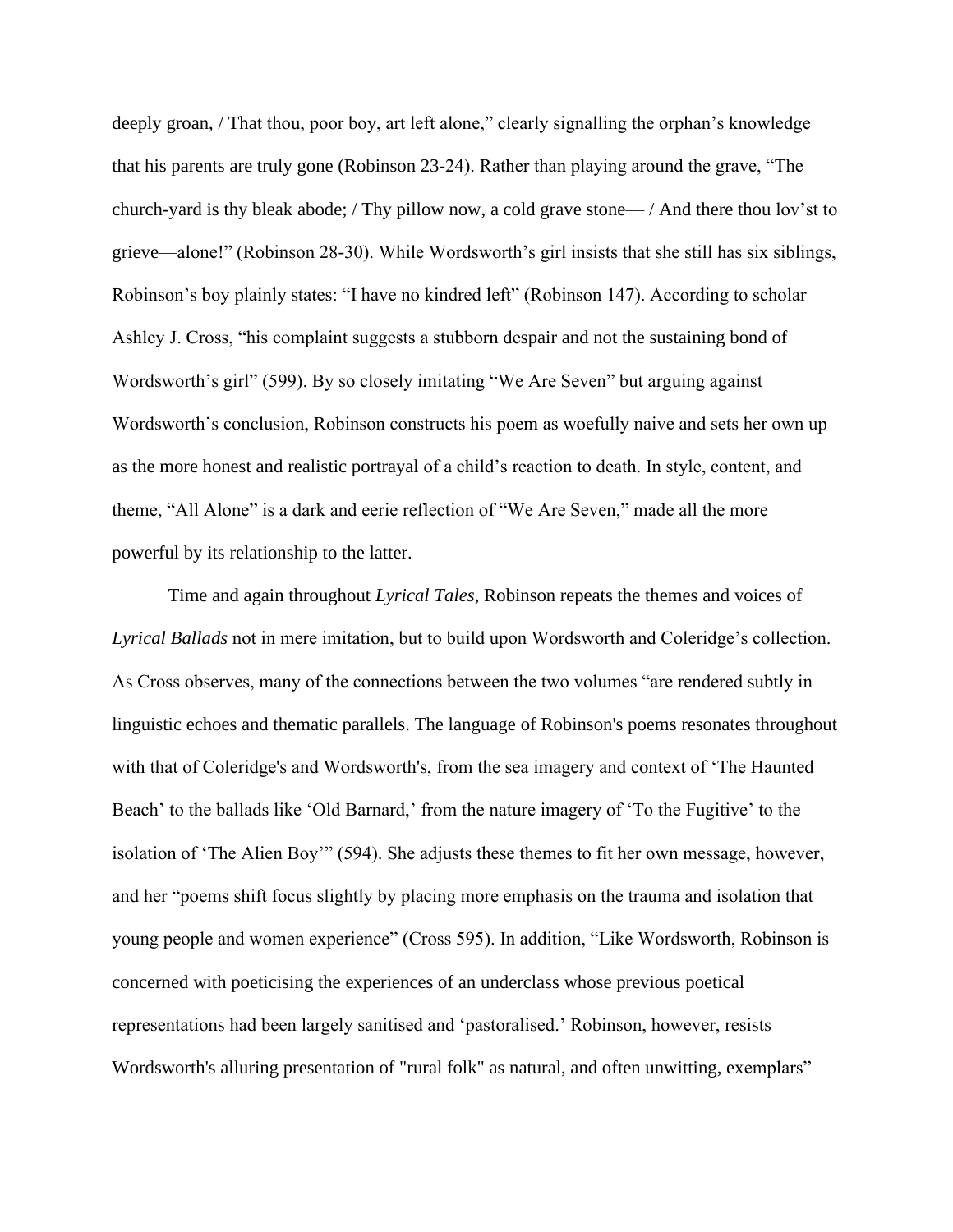deeply groan, / That thou, poor boy, art left alone," clearly signalling the orphan's knowledge that his parents are truly gone (Robinson 23-24). Rather than playing around the grave, "The church-yard is thy bleak abode; / Thy pillow now, a cold grave stone— / And there thou lov'st to grieve—alone!" (Robinson 28-30). While Wordsworth's girl insists that she still has six siblings, Robinson's boy plainly states: "I have no kindred left" (Robinson 147). According to scholar Ashley J. Cross, "his complaint suggests a stubborn despair and not the sustaining bond of Wordsworth's girl" (599). By so closely imitating "We Are Seven" but arguing against Wordsworth's conclusion, Robinson constructs his poem as woefully naive and sets her own up as the more honest and realistic portrayal of a child's reaction to death. In style, content, and theme, "All Alone" is a dark and eerie reflection of "We Are Seven," made all the more powerful by its relationship to the latter.

Time and again throughout *Lyrical Tales*, Robinson repeats the themes and voices of *Lyrical Ballads* not in mere imitation, but to build upon Wordsworth and Coleridge's collection. As Cross observes, many of the connections between the two volumes "are rendered subtly in linguistic echoes and thematic parallels. The language of Robinson's poems resonates throughout with that of Coleridge's and Wordsworth's, from the sea imagery and context of 'The Haunted Beach' to the ballads like 'Old Barnard,' from the nature imagery of 'To the Fugitive' to the isolation of 'The Alien Boy'" (594). She adjusts these themes to fit her own message, however, and her "poems shift focus slightly by placing more emphasis on the trauma and isolation that young people and women experience" (Cross 595). In addition, "Like Wordsworth, Robinson is concerned with poeticising the experiences of an underclass whose previous poetical representations had been largely sanitised and 'pastoralised.' Robinson, however, resists Wordsworth's alluring presentation of "rural folk" as natural, and often unwitting, exemplars"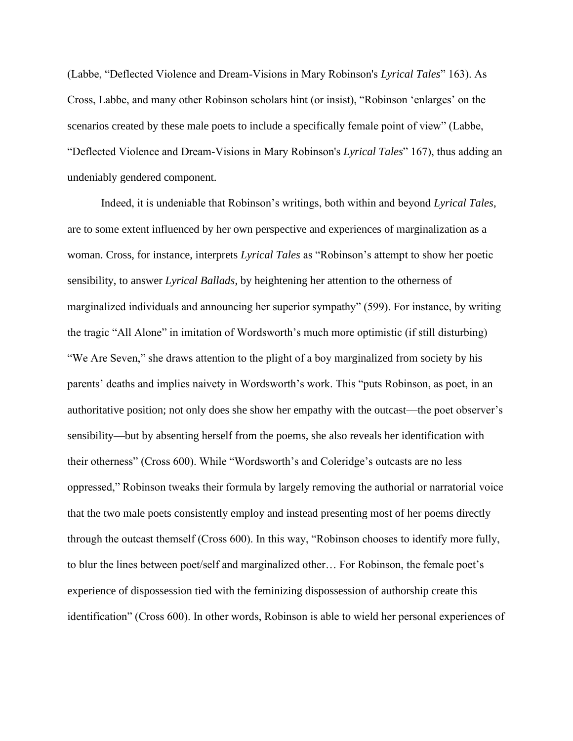(Labbe, "Deflected Violence and Dream-Visions in Mary Robinson's *Lyrical Tales*" 163). As Cross, Labbe, and many other Robinson scholars hint (or insist), "Robinson 'enlarges' on the scenarios created by these male poets to include a specifically female point of view" (Labbe, "Deflected Violence and Dream-Visions in Mary Robinson's *Lyrical Tales*" 167), thus adding an undeniably gendered component.

Indeed, it is undeniable that Robinson's writings, both within and beyond *Lyrical Tales*, are to some extent influenced by her own perspective and experiences of marginalization as a woman. Cross, for instance, interprets *Lyrical Tales* as "Robinson's attempt to show her poetic sensibility, to answer *Lyrical Ballads*, by heightening her attention to the otherness of marginalized individuals and announcing her superior sympathy" (599). For instance, by writing the tragic "All Alone" in imitation of Wordsworth's much more optimistic (if still disturbing) "We Are Seven," she draws attention to the plight of a boy marginalized from society by his parents' deaths and implies naivety in Wordsworth's work. This "puts Robinson, as poet, in an authoritative position; not only does she show her empathy with the outcast—the poet observer's sensibility—but by absenting herself from the poems, she also reveals her identification with their otherness" (Cross 600). While "Wordsworth's and Coleridge's outcasts are no less oppressed," Robinson tweaks their formula by largely removing the authorial or narratorial voice that the two male poets consistently employ and instead presenting most of her poems directly through the outcast themself (Cross 600). In this way, "Robinson chooses to identify more fully, to blur the lines between poet/self and marginalized other… For Robinson, the female poet's experience of dispossession tied with the feminizing dispossession of authorship create this identification" (Cross 600). In other words, Robinson is able to wield her personal experiences of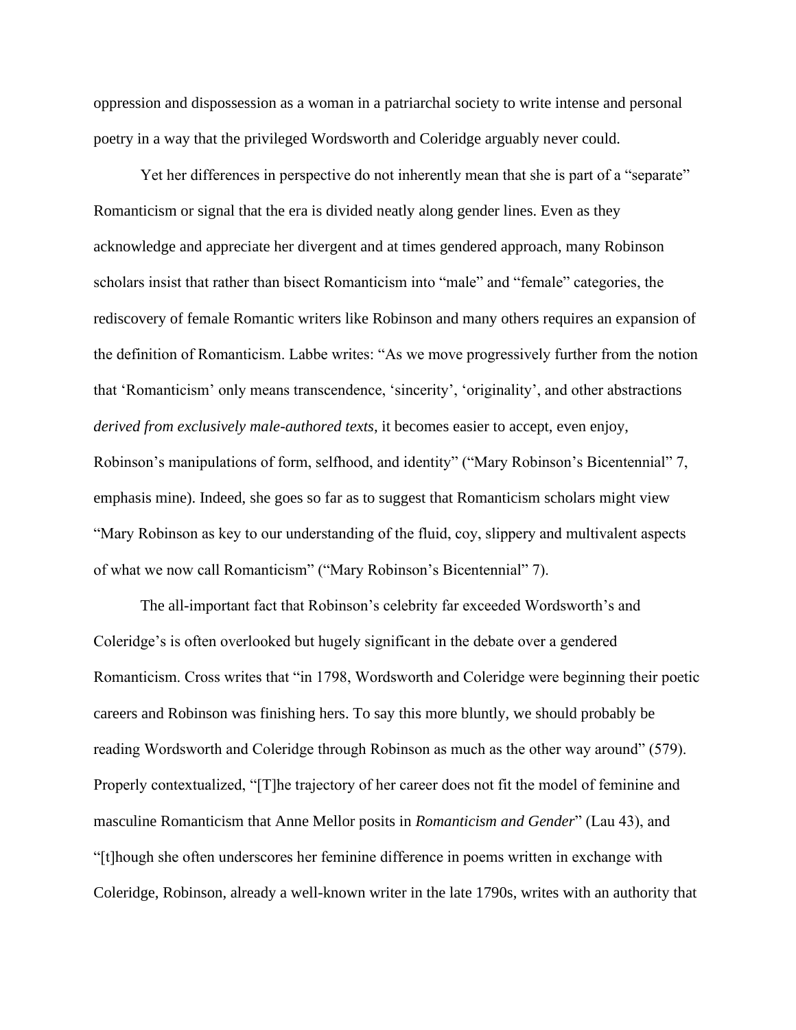oppression and dispossession as a woman in a patriarchal society to write intense and personal poetry in a way that the privileged Wordsworth and Coleridge arguably never could.

Yet her differences in perspective do not inherently mean that she is part of a "separate" Romanticism or signal that the era is divided neatly along gender lines. Even as they acknowledge and appreciate her divergent and at times gendered approach, many Robinson scholars insist that rather than bisect Romanticism into "male" and "female" categories, the rediscovery of female Romantic writers like Robinson and many others requires an expansion of the definition of Romanticism. Labbe writes: "As we move progressively further from the notion that 'Romanticism' only means transcendence, 'sincerity', 'originality', and other abstractions *derived from exclusively male-authored texts*, it becomes easier to accept, even enjoy, Robinson's manipulations of form, selfhood, and identity" ("Mary Robinson's Bicentennial" 7, emphasis mine). Indeed, she goes so far as to suggest that Romanticism scholars might view "Mary Robinson as key to our understanding of the fluid, coy, slippery and multivalent aspects of what we now call Romanticism" ("Mary Robinson's Bicentennial" 7).

The all-important fact that Robinson's celebrity far exceeded Wordsworth's and Coleridge's is often overlooked but hugely significant in the debate over a gendered Romanticism. Cross writes that "in 1798, Wordsworth and Coleridge were beginning their poetic careers and Robinson was finishing hers. To say this more bluntly, we should probably be reading Wordsworth and Coleridge through Robinson as much as the other way around" (579). Properly contextualized, "[T]he trajectory of her career does not fit the model of feminine and masculine Romanticism that Anne Mellor posits in *Romanticism and Gender*" (Lau 43), and "[t]hough she often underscores her feminine difference in poems written in exchange with Coleridge, Robinson, already a well-known writer in the late 1790s, writes with an authority that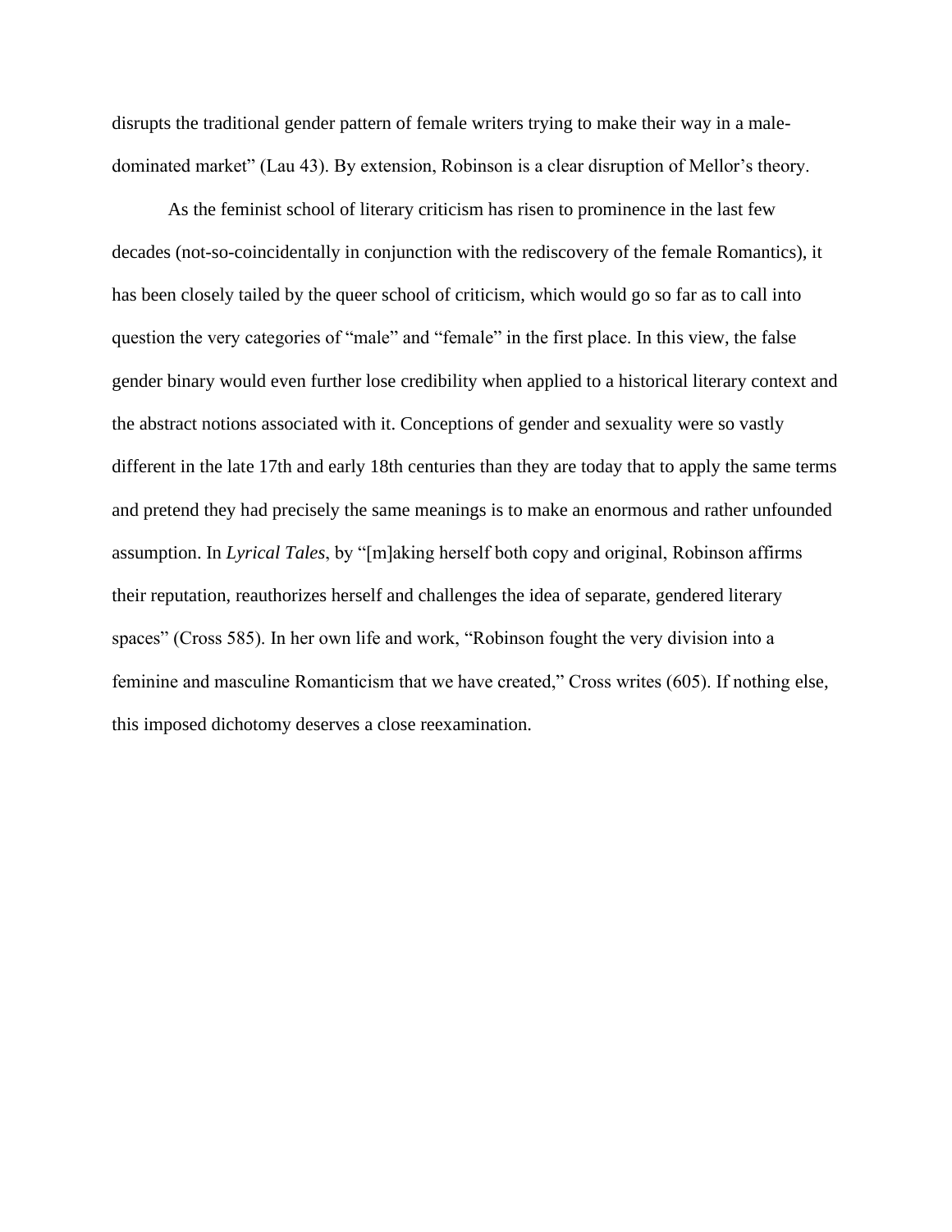disrupts the traditional gender pattern of female writers trying to make their way in a male-dominated market" (Lau 43). By extension, Robinson is a clear disruption of Mellor's theory.

As the feminist school of literary criticism has risen to prominence in the last few decades (not-so-coincidentally in conjunction with the rediscovery of the female Romantics), it has been closely tailed by the queer school of criticism, which would go so far as to call into question the very categories of "male" and "female" in the first place. In this view, the false gender binary would even further lose credibility when applied to a historical literary context and the abstract notions associated with it. Conceptions of gender and sexuality were so vastly different in the late 17th and early 18th centuries than they are today that to apply the same terms and pretend they had precisely the same meanings is to make an enormous and rather unfounded assumption. In *Lyrical Tales*, by "[m]aking herself both copy and original, Robinson affirms their reputation, reauthorizes herself and challenges the idea of separate, gendered literary spaces" (Cross 585). In her own life and work, "Robinson fought the very division into a feminine and masculine Romanticism that we have created," Cross writes (605). If nothing else, this imposed dichotomy deserves a close reexamination.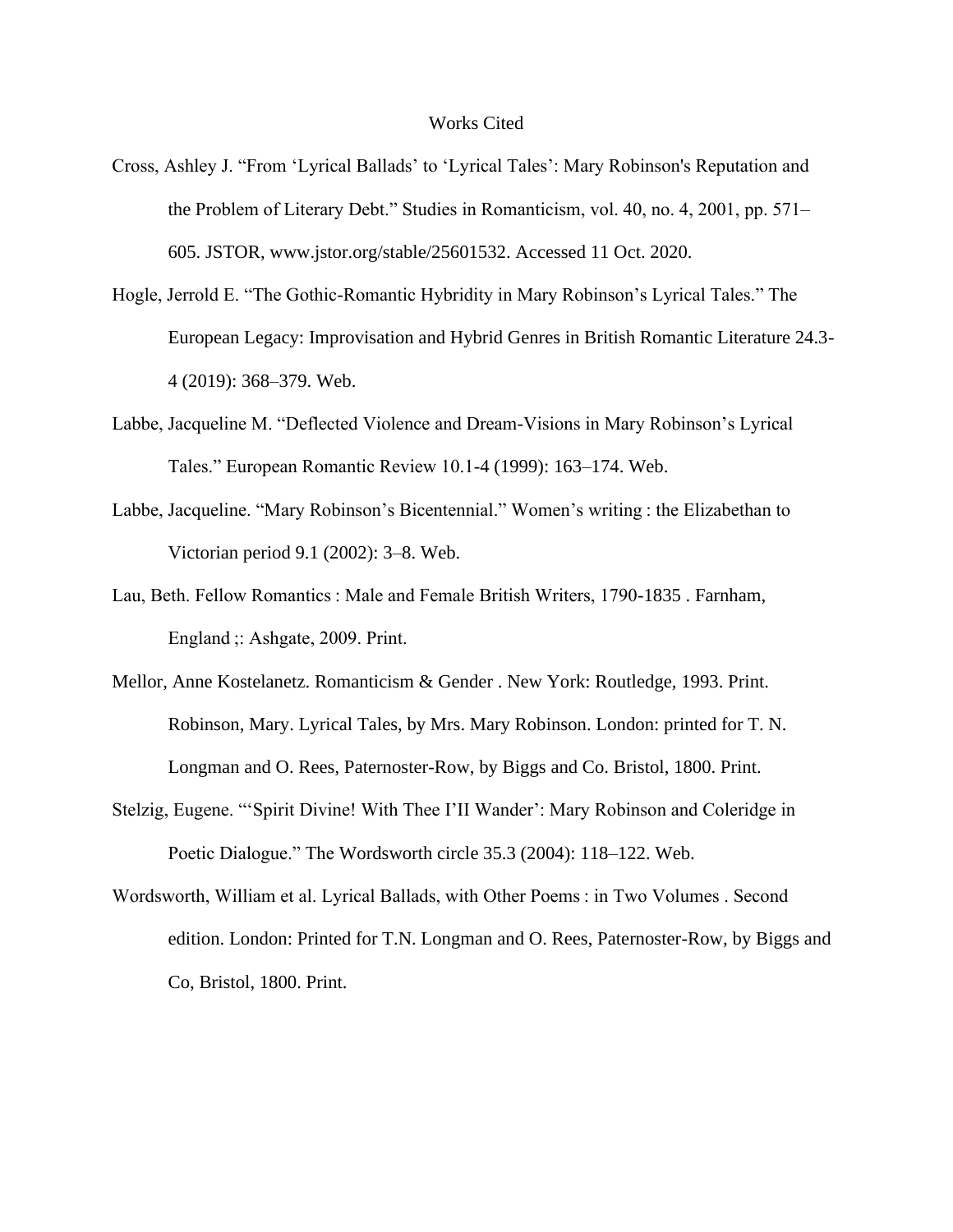Works Cited

Cross, Ashley J. "From 'Lyrical Ballads' to 'Lyrical Tales': Mary Robinson's Reputation and the Problem of Literary Debt." Studies in Romanticism, vol. 40, no. 4, 2001, pp. 571–605. JSTOR, www.jstor.org/stable/25601532. Accessed 11 Oct. 2020.

Hogle, Jerrold E. "The Gothic-Romantic Hybridity in Mary Robinson's Lyrical Tales." The European Legacy: Improvisation and Hybrid Genres in British Romantic Literature 24.3-4 (2019): 368–379. Web.

Labbe, Jacqueline M. "Deflected Violence and Dream-Visions in Mary Robinson's Lyrical Tales." European Romantic Review 10.1-4 (1999): 163–174. Web.

Labbe, Jacqueline. "Mary Robinson's Bicentennial." Women's writing : the Elizabethan to Victorian period 9.1 (2002): 3–8. Web.

Lau, Beth. Fellow Romantics : Male and Female British Writers, 1790-1835 . Farnham, England ;: Ashgate, 2009. Print.

Mellor, Anne Kostelanetz. Romanticism & Gender . New York: Routledge, 1993. Print.

Robinson, Mary. Lyrical Tales, by Mrs. Mary Robinson. London: printed for T. N. Longman and O. Rees, Paternoster-Row, by Biggs and Co. Bristol, 1800. Print.

Stelzig, Eugene. "'Spirit Divine! With Thee I'II Wander': Mary Robinson and Coleridge in Poetic Dialogue." The Wordsworth circle 35.3 (2004): 118–122. Web.

Wordsworth, William et al. Lyrical Ballads, with Other Poems : in Two Volumes . Second edition. London: Printed for T.N. Longman and O. Rees, Paternoster-Row, by Biggs and Co, Bristol, 1800. Print.